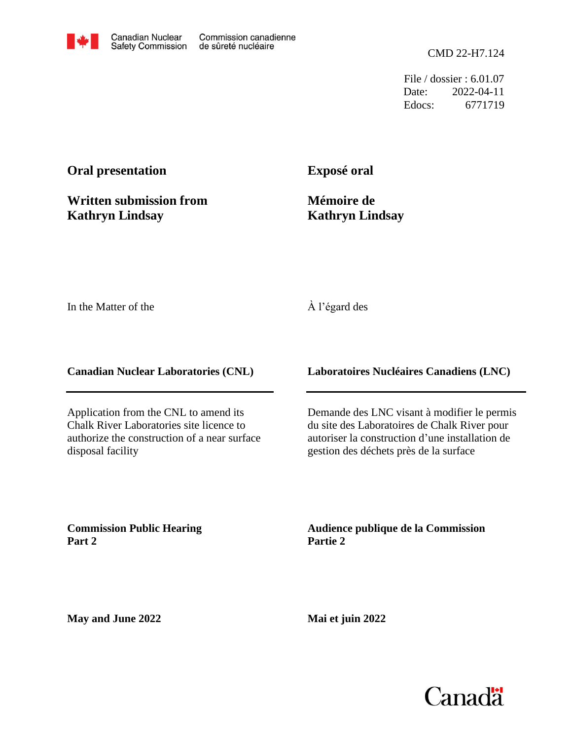Canadian Nuclear Safety Commission / Commission canadienne de sûreté nucléaire

CMD 22-H7.124

File / dossier : 6.01.07
Date: 2022-04-11
Edocs: 6771719

**Oral presentation**

**Written submission from Kathryn Lindsay**

**Exposé oral**

**Mémoire de Kathryn Lindsay**

In the Matter of the

À l'égard des

**Canadian Nuclear Laboratories (CNL)**

**Laboratoires Nucléaires Canadiens (LNC)**

Application from the CNL to amend its Chalk River Laboratories site licence to authorize the construction of a near surface disposal facility

Demande des LNC visant à modifier le permis du site des Laboratoires de Chalk River pour autoriser la construction d'une installation de gestion des déchets près de la surface

**Commission Public Hearing Part 2**

**Audience publique de la Commission Partie 2**

**May and June 2022**

**Mai et juin 2022**

Canada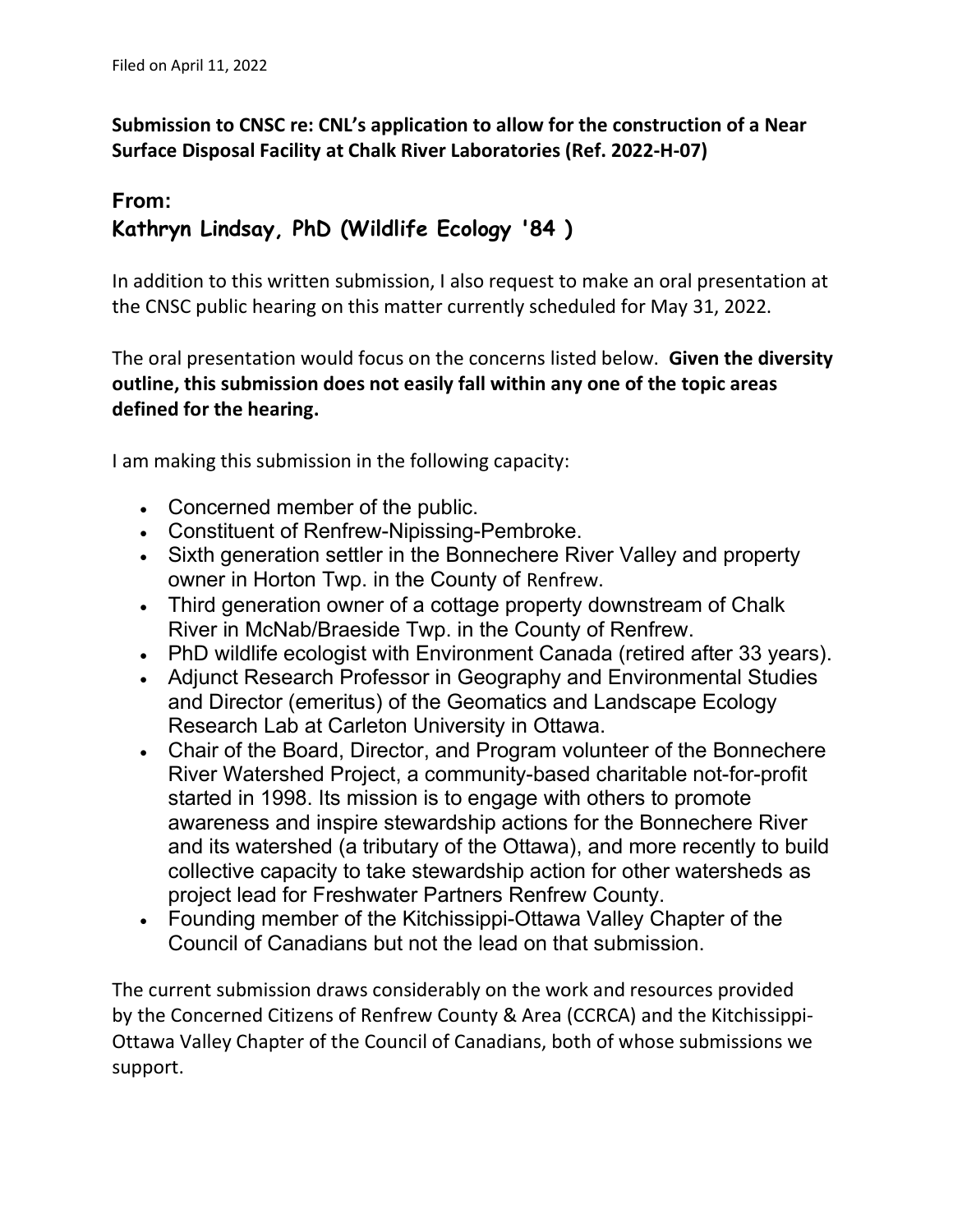Filed on April 11, 2022

**Submission to CNSC re: CNL's application to allow for the construction of a Near Surface Disposal Facility at Chalk River Laboratories (Ref. 2022-H-07)**

## From:
## Kathryn Lindsay, PhD (Wildlife Ecology '84 )

In addition to this written submission, I also request to make an oral presentation at the CNSC public hearing on this matter currently scheduled for May 31, 2022.

The oral presentation would focus on the concerns listed below. **Given the diversity outline, this submission does not easily fall within any one of the topic areas defined for the hearing.**

I am making this submission in the following capacity:

- Concerned member of the public.
- Constituent of Renfrew-Nipissing-Pembroke.
- Sixth generation settler in the Bonnechere River Valley and property owner in Horton Twp. in the County of Renfrew.
- Third generation owner of a cottage property downstream of Chalk River in McNab/Braeside Twp. in the County of Renfrew.
- PhD wildlife ecologist with Environment Canada (retired after 33 years).
- Adjunct Research Professor in Geography and Environmental Studies and Director (emeritus) of the Geomatics and Landscape Ecology Research Lab at Carleton University in Ottawa.
- Chair of the Board, Director, and Program volunteer of the Bonnechere River Watershed Project, a community-based charitable not-for-profit started in 1998. Its mission is to engage with others to promote awareness and inspire stewardship actions for the Bonnechere River and its watershed (a tributary of the Ottawa), and more recently to build collective capacity to take stewardship action for other watersheds as project lead for Freshwater Partners Renfrew County.
- Founding member of the Kitchissippi-Ottawa Valley Chapter of the Council of Canadians but not the lead on that submission.

The current submission draws considerably on the work and resources provided by the Concerned Citizens of Renfrew County & Area (CCRCA) and the Kitchissippi-Ottawa Valley Chapter of the Council of Canadians, both of whose submissions we support.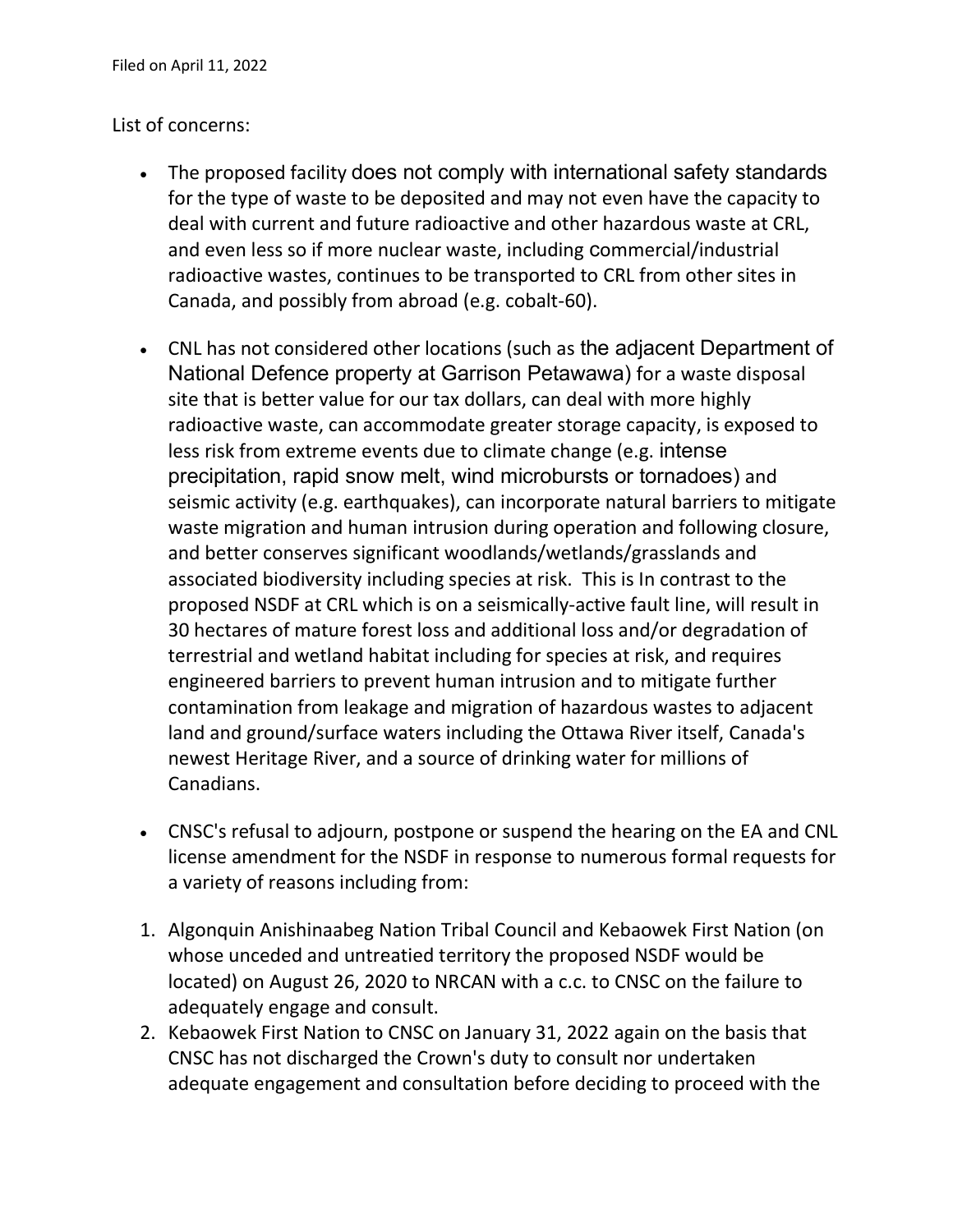Filed on April 11, 2022

List of concerns:

- The proposed facility does not comply with international safety standards for the type of waste to be deposited and may not even have the capacity to deal with current and future radioactive and other hazardous waste at CRL, and even less so if more nuclear waste, including commercial/industrial radioactive wastes, continues to be transported to CRL from other sites in Canada, and possibly from abroad (e.g. cobalt-60).

- CNL has not considered other locations (such as the adjacent Department of National Defence property at Garrison Petawawa) for a waste disposal site that is better value for our tax dollars, can deal with more highly radioactive waste, can accommodate greater storage capacity, is exposed to less risk from extreme events due to climate change (e.g. intense precipitation, rapid snow melt, wind microbursts or tornadoes) and seismic activity (e.g. earthquakes), can incorporate natural barriers to mitigate waste migration and human intrusion during operation and following closure, and better conserves significant woodlands/wetlands/grasslands and associated biodiversity including species at risk. This is In contrast to the proposed NSDF at CRL which is on a seismically-active fault line, will result in 30 hectares of mature forest loss and additional loss and/or degradation of terrestrial and wetland habitat including for species at risk, and requires engineered barriers to prevent human intrusion and to mitigate further contamination from leakage and migration of hazardous wastes to adjacent land and ground/surface waters including the Ottawa River itself, Canada's newest Heritage River, and a source of drinking water for millions of Canadians.

- CNSC's refusal to adjourn, postpone or suspend the hearing on the EA and CNL license amendment for the NSDF in response to numerous formal requests for a variety of reasons including from:

1. Algonquin Anishinaabeg Nation Tribal Council and Kebaowek First Nation (on whose unceded and untreatied territory the proposed NSDF would be located) on August 26, 2020 to NRCAN with a c.c. to CNSC on the failure to adequately engage and consult.
2. Kebaowek First Nation to CNSC on January 31, 2022 again on the basis that CNSC has not discharged the Crown's duty to consult nor undertaken adequate engagement and consultation before deciding to proceed with the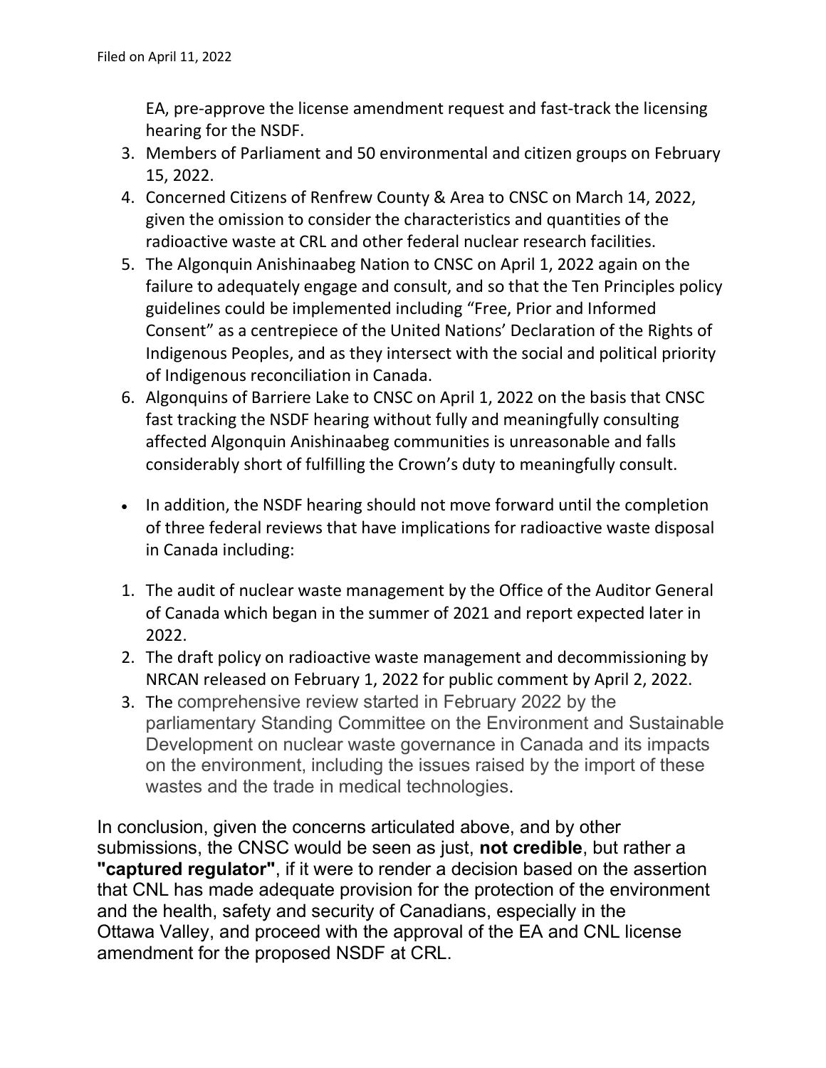EA, pre-approve the license amendment request and fast-track the licensing hearing for the NSDF.

3. Members of Parliament and 50 environmental and citizen groups on February 15, 2022.
4. Concerned Citizens of Renfrew County & Area to CNSC on March 14, 2022, given the omission to consider the characteristics and quantities of the radioactive waste at CRL and other federal nuclear research facilities.
5. The Algonquin Anishinaabeg Nation to CNSC on April 1, 2022 again on the failure to adequately engage and consult, and so that the Ten Principles policy guidelines could be implemented including "Free, Prior and Informed Consent" as a centrepiece of the United Nations' Declaration of the Rights of Indigenous Peoples, and as they intersect with the social and political priority of Indigenous reconciliation in Canada.
6. Algonquins of Barriere Lake to CNSC on April 1, 2022 on the basis that CNSC fast tracking the NSDF hearing without fully and meaningfully consulting affected Algonquin Anishinaabeg communities is unreasonable and falls considerably short of fulfilling the Crown's duty to meaningfully consult.

- In addition, the NSDF hearing should not move forward until the completion of three federal reviews that have implications for radioactive waste disposal in Canada including:

1. The audit of nuclear waste management by the Office of the Auditor General of Canada which began in the summer of 2021 and report expected later in 2022.
2. The draft policy on radioactive waste management and decommissioning by NRCAN released on February 1, 2022 for public comment by April 2, 2022.
3. The comprehensive review started in February 2022 by the parliamentary Standing Committee on the Environment and Sustainable Development on nuclear waste governance in Canada and its impacts on the environment, including the issues raised by the import of these wastes and the trade in medical technologies.

In conclusion, given the concerns articulated above, and by other submissions, the CNSC would be seen as just, **not credible**, but rather a **"captured regulator"**, if it were to render a decision based on the assertion that CNL has made adequate provision for the protection of the environment and the health, safety and security of Canadians, especially in the Ottawa Valley, and proceed with the approval of the EA and CNL license amendment for the proposed NSDF at CRL.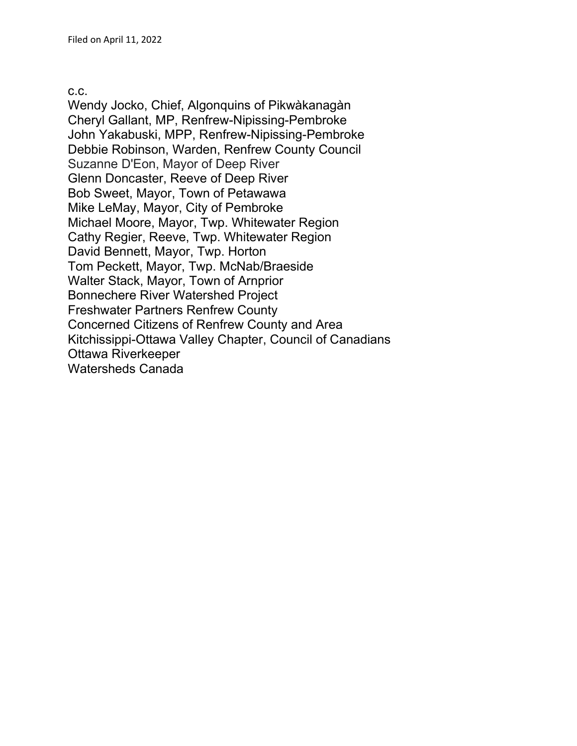Filed on April 11, 2022

c.c.

Wendy Jocko, Chief, Algonquins of Pikwàkanagàn
Cheryl Gallant, MP, Renfrew-Nipissing-Pembroke
John Yakabuski, MPP, Renfrew-Nipissing-Pembroke
Debbie Robinson, Warden, Renfrew County Council
Suzanne D'Eon, Mayor of Deep River
Glenn Doncaster, Reeve of Deep River
Bob Sweet, Mayor, Town of Petawawa
Mike LeMay, Mayor, City of Pembroke
Michael Moore, Mayor, Twp. Whitewater Region
Cathy Regier, Reeve, Twp. Whitewater Region
David Bennett, Mayor, Twp. Horton
Tom Peckett, Mayor, Twp. McNab/Braeside
Walter Stack, Mayor, Town of Arnprior
Bonnechere River Watershed Project
Freshwater Partners Renfrew County
Concerned Citizens of Renfrew County and Area
Kitchissippi-Ottawa Valley Chapter, Council of Canadians
Ottawa Riverkeeper
Watersheds Canada